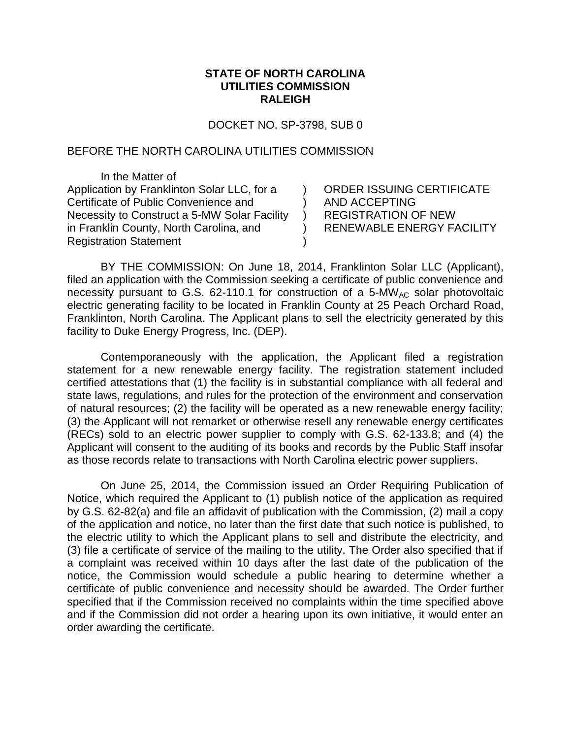**STATE OF NORTH CAROLINA**
**UTILITIES COMMISSION**
**RALEIGH**

DOCKET NO. SP-3798, SUB 0

BEFORE THE NORTH CAROLINA UTILITIES COMMISSION

| In the Matter of | | |
|---|---|---|
| Application by Franklinton Solar LLC, for a Certificate of Public Convenience and Necessity to Construct a 5-MW Solar Facility in Franklin County, North Carolina, and Registration Statement | ) | ORDER ISSUING CERTIFICATE AND ACCEPTING REGISTRATION OF NEW RENEWABLE ENERGY FACILITY |

BY THE COMMISSION: On June 18, 2014, Franklinton Solar LLC (Applicant), filed an application with the Commission seeking a certificate of public convenience and necessity pursuant to G.S. 62-110.1 for construction of a 5-$MW_{AC}$ solar photovoltaic electric generating facility to be located in Franklin County at 25 Peach Orchard Road, Franklinton, North Carolina. The Applicant plans to sell the electricity generated by this facility to Duke Energy Progress, Inc. (DEP).

Contemporaneously with the application, the Applicant filed a registration statement for a new renewable energy facility. The registration statement included certified attestations that (1) the facility is in substantial compliance with all federal and state laws, regulations, and rules for the protection of the environment and conservation of natural resources; (2) the facility will be operated as a new renewable energy facility; (3) the Applicant will not remarket or otherwise resell any renewable energy certificates (RECs) sold to an electric power supplier to comply with G.S. 62-133.8; and (4) the Applicant will consent to the auditing of its books and records by the Public Staff insofar as those records relate to transactions with North Carolina electric power suppliers.

On June 25, 2014, the Commission issued an Order Requiring Publication of Notice, which required the Applicant to (1) publish notice of the application as required by G.S. 62-82(a) and file an affidavit of publication with the Commission, (2) mail a copy of the application and notice, no later than the first date that such notice is published, to the electric utility to which the Applicant plans to sell and distribute the electricity, and (3) file a certificate of service of the mailing to the utility. The Order also specified that if a complaint was received within 10 days after the last date of the publication of the notice, the Commission would schedule a public hearing to determine whether a certificate of public convenience and necessity should be awarded. The Order further specified that if the Commission received no complaints within the time specified above and if the Commission did not order a hearing upon its own initiative, it would enter an order awarding the certificate.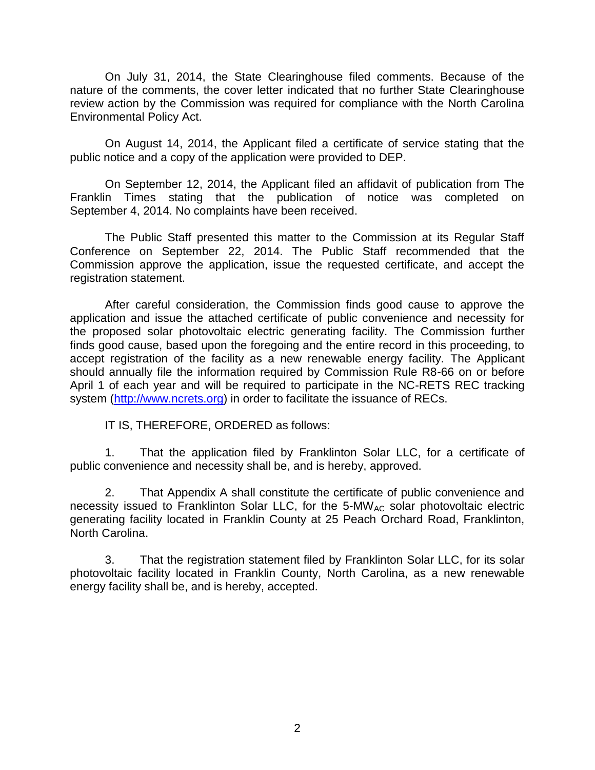On July 31, 2014, the State Clearinghouse filed comments. Because of the nature of the comments, the cover letter indicated that no further State Clearinghouse review action by the Commission was required for compliance with the North Carolina Environmental Policy Act.

On August 14, 2014, the Applicant filed a certificate of service stating that the public notice and a copy of the application were provided to DEP.

On September 12, 2014, the Applicant filed an affidavit of publication from The Franklin Times stating that the publication of notice was completed on September 4, 2014. No complaints have been received.

The Public Staff presented this matter to the Commission at its Regular Staff Conference on September 22, 2014. The Public Staff recommended that the Commission approve the application, issue the requested certificate, and accept the registration statement.

After careful consideration, the Commission finds good cause to approve the application and issue the attached certificate of public convenience and necessity for the proposed solar photovoltaic electric generating facility. The Commission further finds good cause, based upon the foregoing and the entire record in this proceeding, to accept registration of the facility as a new renewable energy facility. The Applicant should annually file the information required by Commission Rule R8-66 on or before April 1 of each year and will be required to participate in the NC-RETS REC tracking system (http://www.ncrets.org) in order to facilitate the issuance of RECs.

IT IS, THEREFORE, ORDERED as follows:

1. That the application filed by Franklinton Solar LLC, for a certificate of public convenience and necessity shall be, and is hereby, approved.

2. That Appendix A shall constitute the certificate of public convenience and necessity issued to Franklinton Solar LLC, for the 5-$MW_{AC}$ solar photovoltaic electric generating facility located in Franklin County at 25 Peach Orchard Road, Franklinton, North Carolina.

3. That the registration statement filed by Franklinton Solar LLC, for its solar photovoltaic facility located in Franklin County, North Carolina, as a new renewable energy facility shall be, and is hereby, accepted.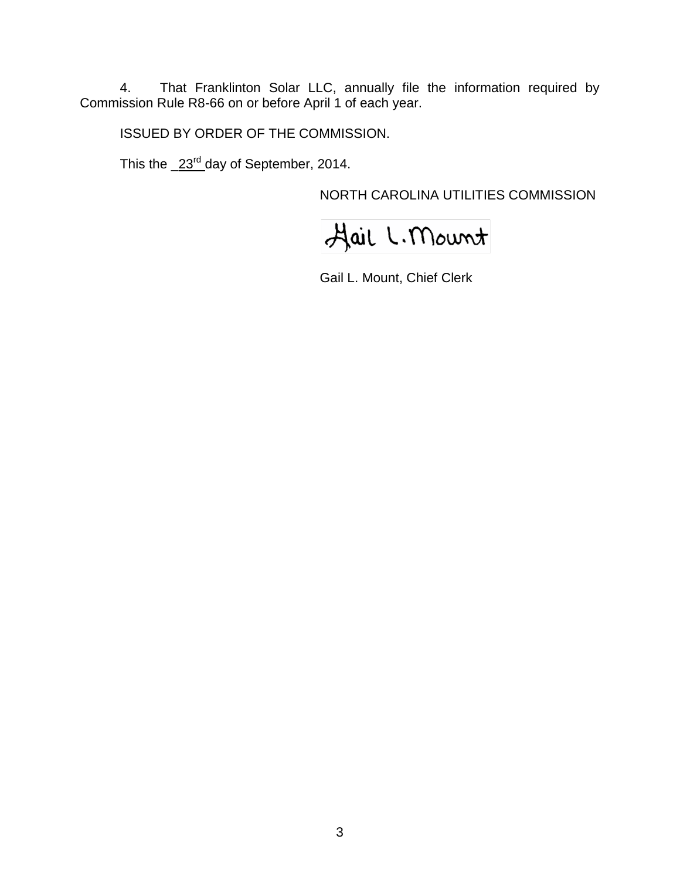4. That Franklinton Solar LLC, annually file the information required by Commission Rule R8-66 on or before April 1 of each year.

ISSUED BY ORDER OF THE COMMISSION.

This the 23rd day of September, 2014.

NORTH CAROLINA UTILITIES COMMISSION

Gail L. Mount

Gail L. Mount, Chief Clerk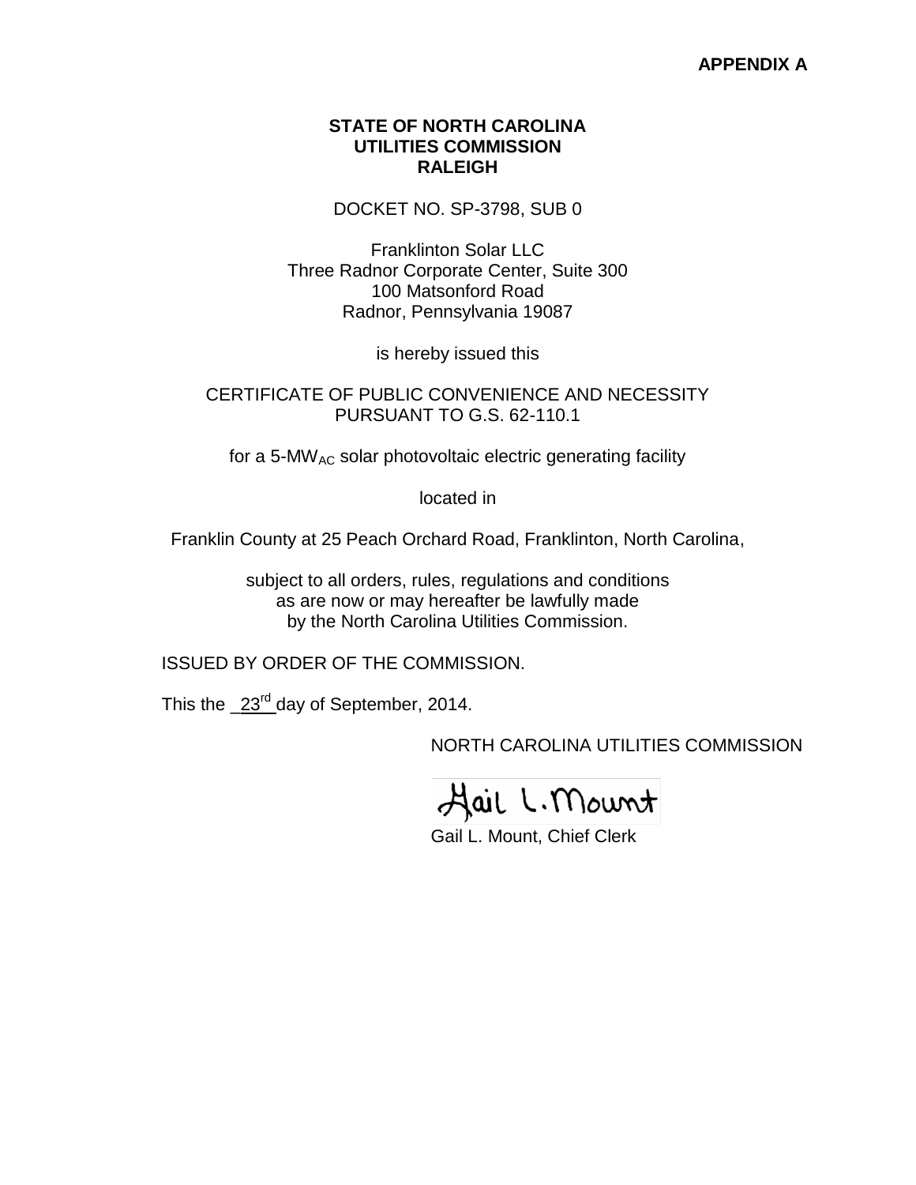**APPENDIX A**

**STATE OF NORTH CAROLINA**
**UTILITIES COMMISSION**
**RALEIGH**

DOCKET NO. SP-3798, SUB 0

Franklinton Solar LLC
Three Radnor Corporate Center, Suite 300
100 Matsonford Road
Radnor, Pennsylvania 19087

is hereby issued this

CERTIFICATE OF PUBLIC CONVENIENCE AND NECESSITY
PURSUANT TO G.S. 62-110.1

for a 5-$MW_{AC}$ solar photovoltaic electric generating facility

located in

Franklin County at 25 Peach Orchard Road, Franklinton, North Carolina,

subject to all orders, rules, regulations and conditions
as are now or may hereafter be lawfully made
by the North Carolina Utilities Commission.

ISSUED BY ORDER OF THE COMMISSION.

This the 23rd day of September, 2014.

NORTH CAROLINA UTILITIES COMMISSION

Gail L. Mount

Gail L. Mount, Chief Clerk